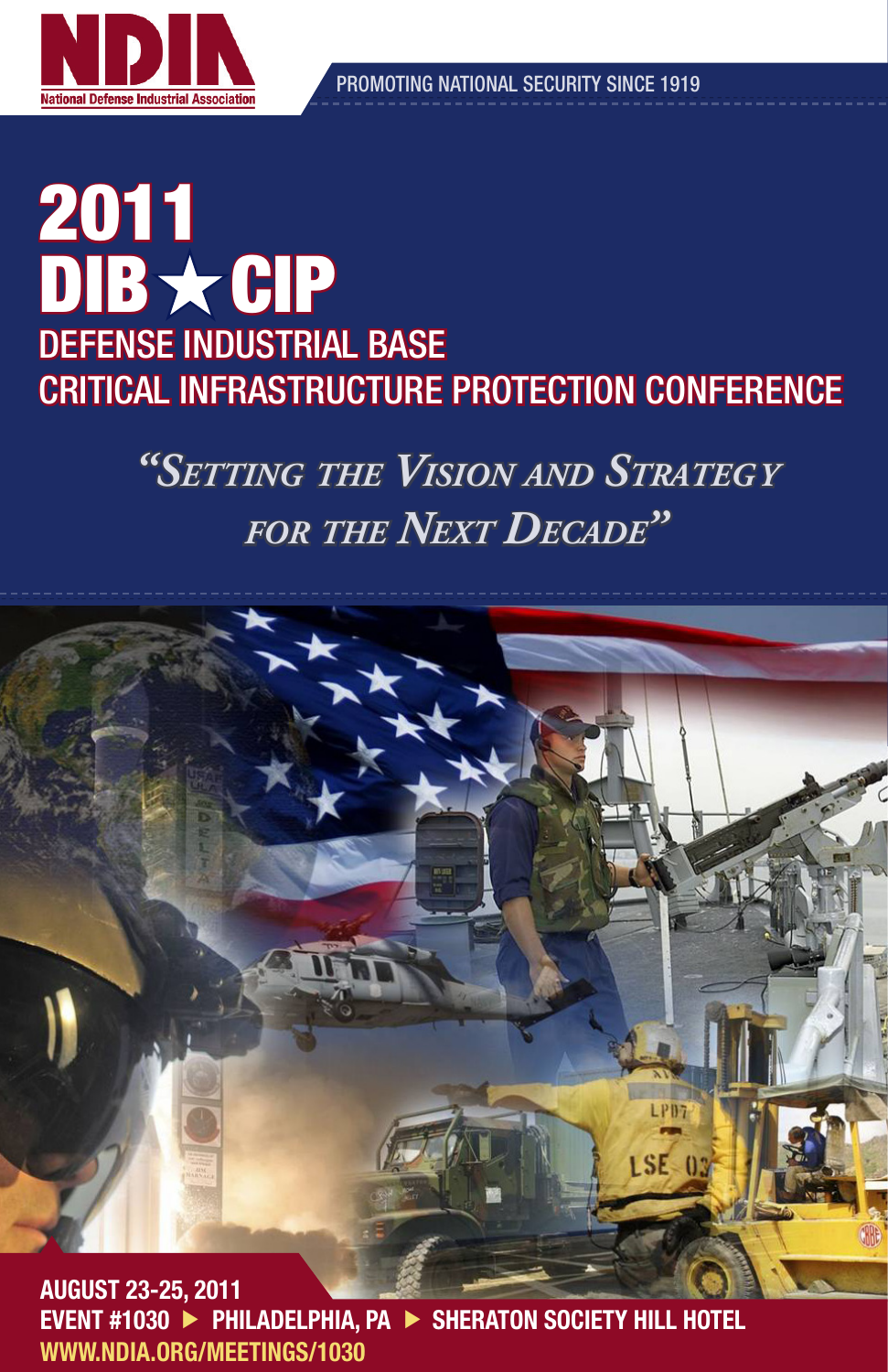**NDIA**
National Defense Industrial Association

PROMOTING NATIONAL SECURITY SINCE 1919

# 2011 DIB ★ CIP

## DEFENSE INDUSTRIAL BASE CRITICAL INFRASTRUCTURE PROTECTION CONFERENCE

*"Setting the Vision and Strategy for the Next Decade"*

**AUGUST 23-25, 2011**

**EVENT #1030 ▶ PHILADELPHIA, PA ▶ SHERATON SOCIETY HILL HOTEL**

**WWW.NDIA.ORG/MEETINGS/1030**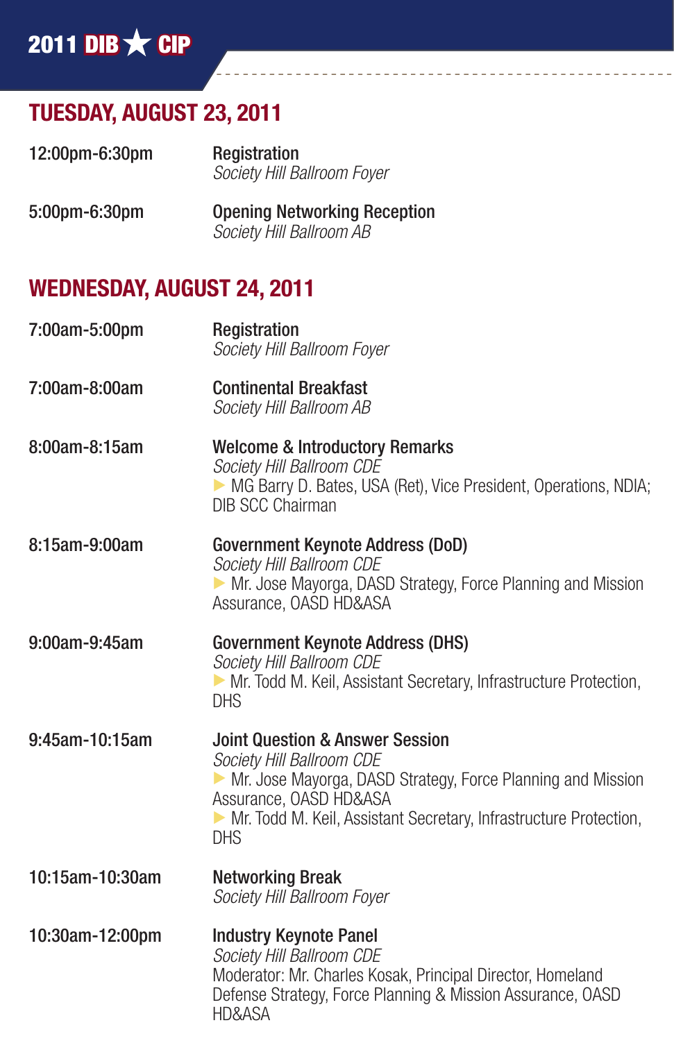## TUESDAY, AUGUST 23, 2011

| | |
|---|---|
| 12:00pm-6:30pm | Registration<br>*Society Hill Ballroom Foyer* |
| 5:00pm-6:30pm | Opening Networking Reception<br>*Society Hill Ballroom AB* |

## WEDNESDAY, AUGUST 24, 2011

| | |
|---|---|
| 7:00am-5:00pm | Registration<br>*Society Hill Ballroom Foyer* |
| 7:00am-8:00am | Continental Breakfast<br>*Society Hill Ballroom AB* |
| 8:00am-8:15am | Welcome & Introductory Remarks<br>*Society Hill Ballroom CDE*<br>▶ MG Barry D. Bates, USA (Ret), Vice President, Operations, NDIA; DIB SCC Chairman |
| 8:15am-9:00am | Government Keynote Address (DoD)<br>*Society Hill Ballroom CDE*<br>▶ Mr. Jose Mayorga, DASD Strategy, Force Planning and Mission Assurance, OASD HD&ASA |
| 9:00am-9:45am | Government Keynote Address (DHS)<br>*Society Hill Ballroom CDE*<br>▶ Mr. Todd M. Keil, Assistant Secretary, Infrastructure Protection, DHS |
| 9:45am-10:15am | Joint Question & Answer Session<br>*Society Hill Ballroom CDE*<br>▶ Mr. Jose Mayorga, DASD Strategy, Force Planning and Mission Assurance, OASD HD&ASA<br>▶ Mr. Todd M. Keil, Assistant Secretary, Infrastructure Protection, DHS |
| 10:15am-10:30am | Networking Break<br>*Society Hill Ballroom Foyer* |
| 10:30am-12:00pm | Industry Keynote Panel<br>*Society Hill Ballroom CDE*<br>Moderator: Mr. Charles Kosak, Principal Director, Homeland Defense Strategy, Force Planning & Mission Assurance, OASD HD&ASA |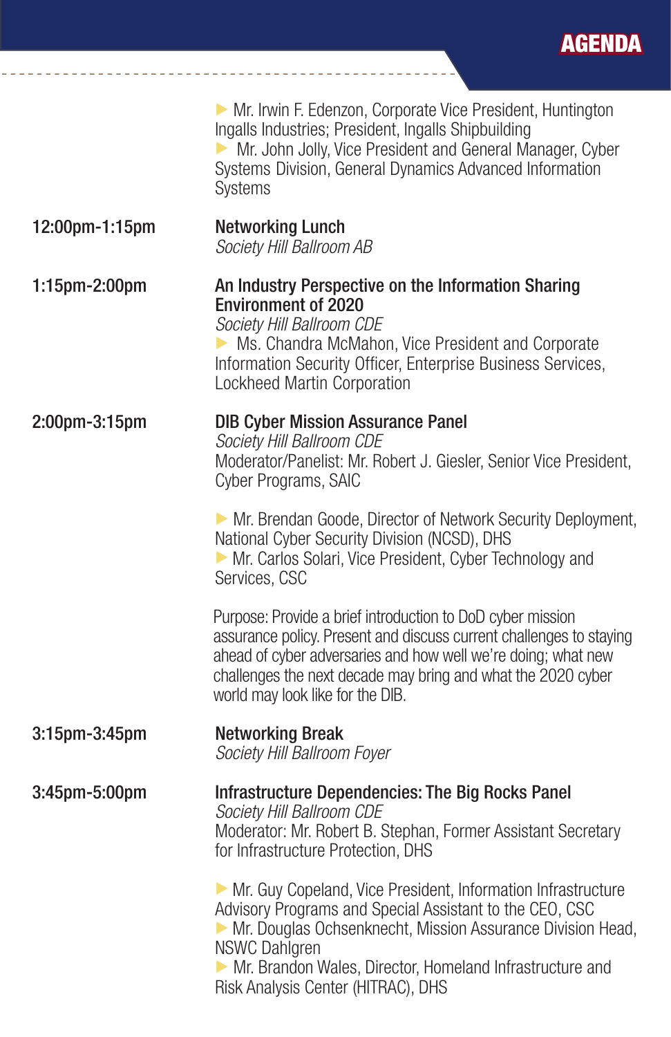- Mr. Irwin F. Edenzon, Corporate Vice President, Huntington Ingalls Industries; President, Ingalls Shipbuilding
- Mr. John Jolly, Vice President and General Manager, Cyber Systems Division, General Dynamics Advanced Information Systems

**12:00pm-1:15pm**

**Networking Lunch**
*Society Hill Ballroom AB*

**1:15pm-2:00pm**

**An Industry Perspective on the Information Sharing Environment of 2020**
*Society Hill Ballroom CDE*

- Ms. Chandra McMahon, Vice President and Corporate Information Security Officer, Enterprise Business Services, Lockheed Martin Corporation

**2:00pm-3:15pm**

**DIB Cyber Mission Assurance Panel**
*Society Hill Ballroom CDE*
Moderator/Panelist: Mr. Robert J. Giesler, Senior Vice President, Cyber Programs, SAIC

- Mr. Brendan Goode, Director of Network Security Deployment, National Cyber Security Division (NCSD), DHS
- Mr. Carlos Solari, Vice President, Cyber Technology and Services, CSC

Purpose: Provide a brief introduction to DoD cyber mission assurance policy. Present and discuss current challenges to staying ahead of cyber adversaries and how well we're doing; what new challenges the next decade may bring and what the 2020 cyber world may look like for the DIB.

**3:15pm-3:45pm**

**Networking Break**
*Society Hill Ballroom Foyer*

**3:45pm-5:00pm**

**Infrastructure Dependencies: The Big Rocks Panel**
*Society Hill Ballroom CDE*
Moderator: Mr. Robert B. Stephan, Former Assistant Secretary for Infrastructure Protection, DHS

- Mr. Guy Copeland, Vice President, Information Infrastructure Advisory Programs and Special Assistant to the CEO, CSC
- Mr. Douglas Ochsenknecht, Mission Assurance Division Head, NSWC Dahlgren
- Mr. Brandon Wales, Director, Homeland Infrastructure and Risk Analysis Center (HITRAC), DHS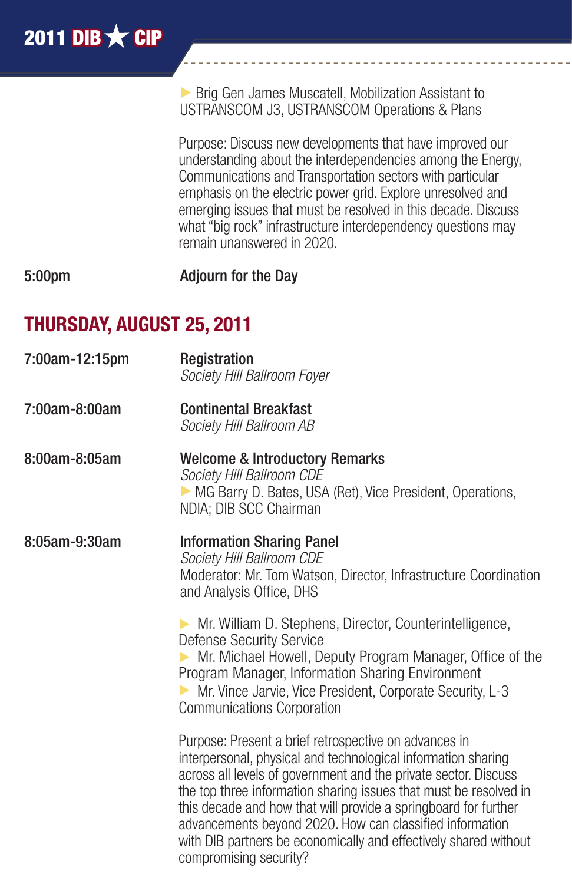- Brig Gen James Muscatell, Mobilization Assistant to USTRANSCOM J3, USTRANSCOM Operations & Plans

Purpose: Discuss new developments that have improved our understanding about the interdependencies among the Energy, Communications and Transportation sectors with particular emphasis on the electric power grid. Explore unresolved and emerging issues that must be resolved in this decade. Discuss what "big rock" infrastructure interdependency questions may remain unanswered in 2020.

**5:00pm** — **Adjourn for the Day**

## THURSDAY, AUGUST 25, 2011

**7:00am-12:15pm** — **Registration**
*Society Hill Ballroom Foyer*

**7:00am-8:00am** — **Continental Breakfast**
*Society Hill Ballroom AB*

**8:00am-8:05am** — **Welcome & Introductory Remarks**
*Society Hill Ballroom CDE*

- MG Barry D. Bates, USA (Ret), Vice President, Operations, NDIA; DIB SCC Chairman

**8:05am-9:30am** — **Information Sharing Panel**
*Society Hill Ballroom CDE*
Moderator: Mr. Tom Watson, Director, Infrastructure Coordination and Analysis Office, DHS

- Mr. William D. Stephens, Director, Counterintelligence, Defense Security Service
- Mr. Michael Howell, Deputy Program Manager, Office of the Program Manager, Information Sharing Environment
- Mr. Vince Jarvie, Vice President, Corporate Security, L-3 Communications Corporation

Purpose: Present a brief retrospective on advances in interpersonal, physical and technological information sharing across all levels of government and the private sector. Discuss the top three information sharing issues that must be resolved in this decade and how that will provide a springboard for further advancements beyond 2020. How can classified information with DIB partners be economically and effectively shared without compromising security?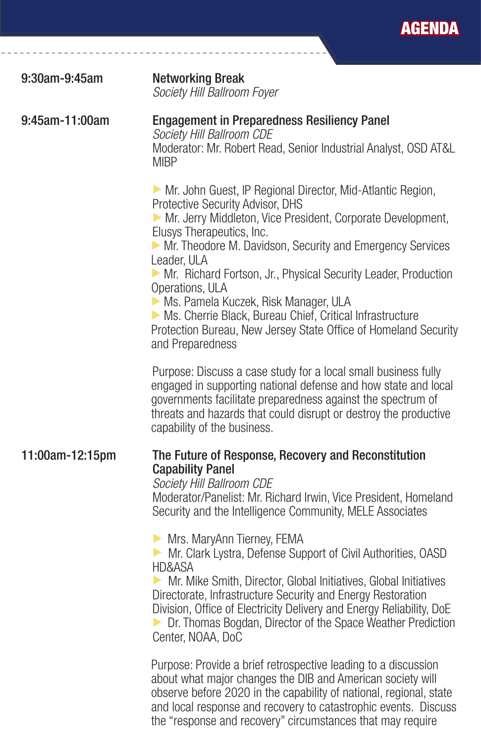# AGENDA

**9:30am-9:45am**

**Networking Break**
*Society Hill Ballroom Foyer*

**9:45am-11:00am**

**Engagement in Preparedness Resiliency Panel**
*Society Hill Ballroom CDE*
Moderator: Mr. Robert Read, Senior Industrial Analyst, OSD AT&L MIBP

- Mr. John Guest, IP Regional Director, Mid-Atlantic Region, Protective Security Advisor, DHS
- Mr. Jerry Middleton, Vice President, Corporate Development, Elusys Therapeutics, Inc.
- Mr. Theodore M. Davidson, Security and Emergency Services Leader, ULA
- Mr. Richard Fortson, Jr., Physical Security Leader, Production Operations, ULA
- Ms. Pamela Kuczek, Risk Manager, ULA
- Ms. Cherrie Black, Bureau Chief, Critical Infrastructure Protection Bureau, New Jersey State Office of Homeland Security and Preparedness

Purpose: Discuss a case study for a local small business fully engaged in supporting national defense and how state and local governments facilitate preparedness against the spectrum of threats and hazards that could disrupt or destroy the productive capability of the business.

**11:00am-12:15pm**

**The Future of Response, Recovery and Reconstitution Capability Panel**
*Society Hill Ballroom CDE*
Moderator/Panelist: Mr. Richard Irwin, Vice President, Homeland Security and the Intelligence Community, MELE Associates

- Mrs. MaryAnn Tierney, FEMA
- Mr. Clark Lystra, Defense Support of Civil Authorities, OASD HD&ASA
- Mr. Mike Smith, Director, Global Initiatives, Global Initiatives Directorate, Infrastructure Security and Energy Restoration Division, Office of Electricity Delivery and Energy Reliability, DoE
- Dr. Thomas Bogdan, Director of the Space Weather Prediction Center, NOAA, DoC

Purpose: Provide a brief retrospective leading to a discussion about what major changes the DIB and American society will observe before 2020 in the capability of national, regional, state and local response and recovery to catastrophic events. Discuss the "response and recovery" circumstances that may require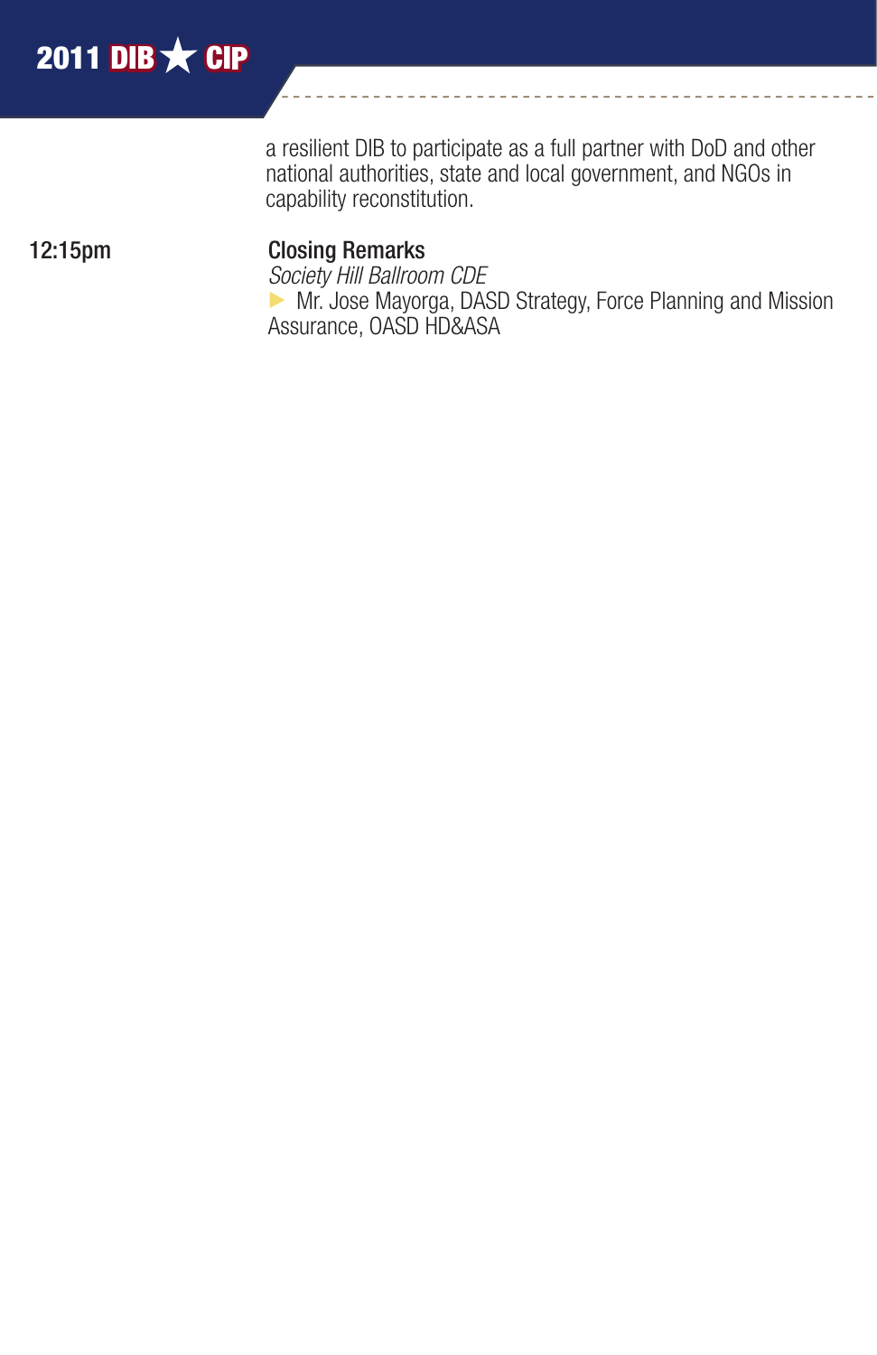a resilient DIB to participate as a full partner with DoD and other national authorities, state and local government, and NGOs in capability reconstitution.

**12:15pm** **Closing Remarks**
*Society Hill Ballroom CDE*
- Mr. Jose Mayorga, DASD Strategy, Force Planning and Mission Assurance, OASD HD&ASA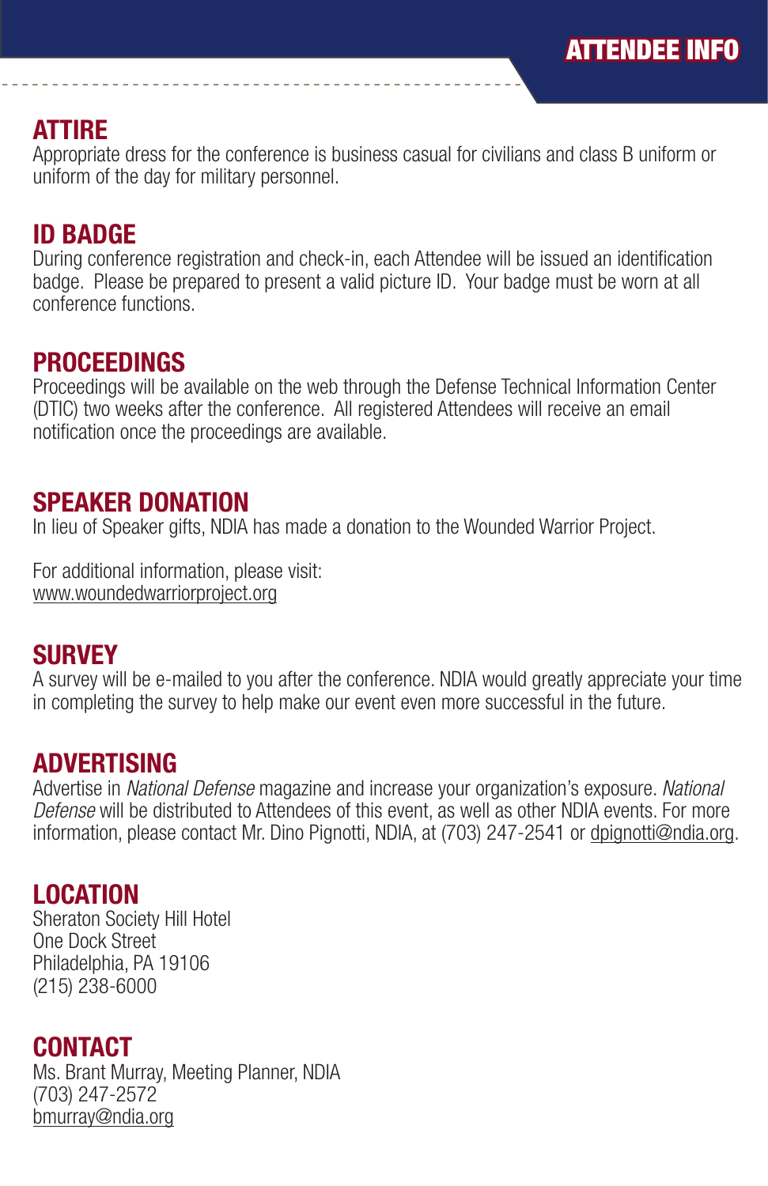# ATTENDEE INFO

## ATTIRE

Appropriate dress for the conference is business casual for civilians and class B uniform or uniform of the day for military personnel.

## ID BADGE

During conference registration and check-in, each Attendee will be issued an identification badge. Please be prepared to present a valid picture ID. Your badge must be worn at all conference functions.

## PROCEEDINGS

Proceedings will be available on the web through the Defense Technical Information Center (DTIC) two weeks after the conference. All registered Attendees will receive an email notification once the proceedings are available.

## SPEAKER DONATION

In lieu of Speaker gifts, NDIA has made a donation to the Wounded Warrior Project.

For additional information, please visit:
www.woundedwarriorproject.org

## SURVEY

A survey will be e-mailed to you after the conference. NDIA would greatly appreciate your time in completing the survey to help make our event even more successful in the future.

## ADVERTISING

Advertise in *National Defense* magazine and increase your organization's exposure. *National Defense* will be distributed to Attendees of this event, as well as other NDIA events. For more information, please contact Mr. Dino Pignotti, NDIA, at (703) 247-2541 or dpignotti@ndia.org.

## LOCATION

Sheraton Society Hill Hotel
One Dock Street
Philadelphia, PA 19106
(215) 238-6000

## CONTACT

Ms. Brant Murray, Meeting Planner, NDIA
(703) 247-2572
bmurray@ndia.org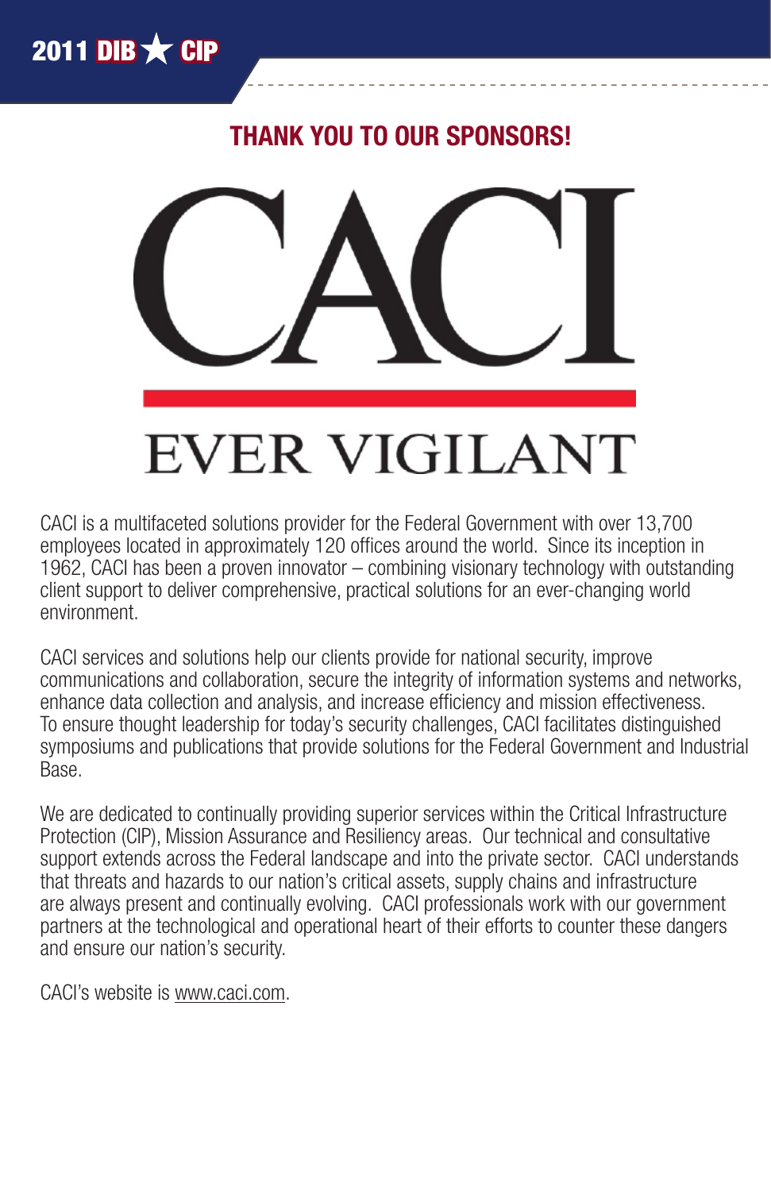## THANK YOU TO OUR SPONSORS!

# CACI

## EVER VIGILANT

CACI is a multifaceted solutions provider for the Federal Government with over 13,700 employees located in approximately 120 offices around the world. Since its inception in 1962, CACI has been a proven innovator – combining visionary technology with outstanding client support to deliver comprehensive, practical solutions for an ever-changing world environment.

CACI services and solutions help our clients provide for national security, improve communications and collaboration, secure the integrity of information systems and networks, enhance data collection and analysis, and increase efficiency and mission effectiveness. To ensure thought leadership for today's security challenges, CACI facilitates distinguished symposiums and publications that provide solutions for the Federal Government and Industrial Base.

We are dedicated to continually providing superior services within the Critical Infrastructure Protection (CIP), Mission Assurance and Resiliency areas. Our technical and consultative support extends across the Federal landscape and into the private sector. CACI understands that threats and hazards to our nation's critical assets, supply chains and infrastructure are always present and continually evolving. CACI professionals work with our government partners at the technological and operational heart of their efforts to counter these dangers and ensure our nation's security.

CACI's website is www.caci.com.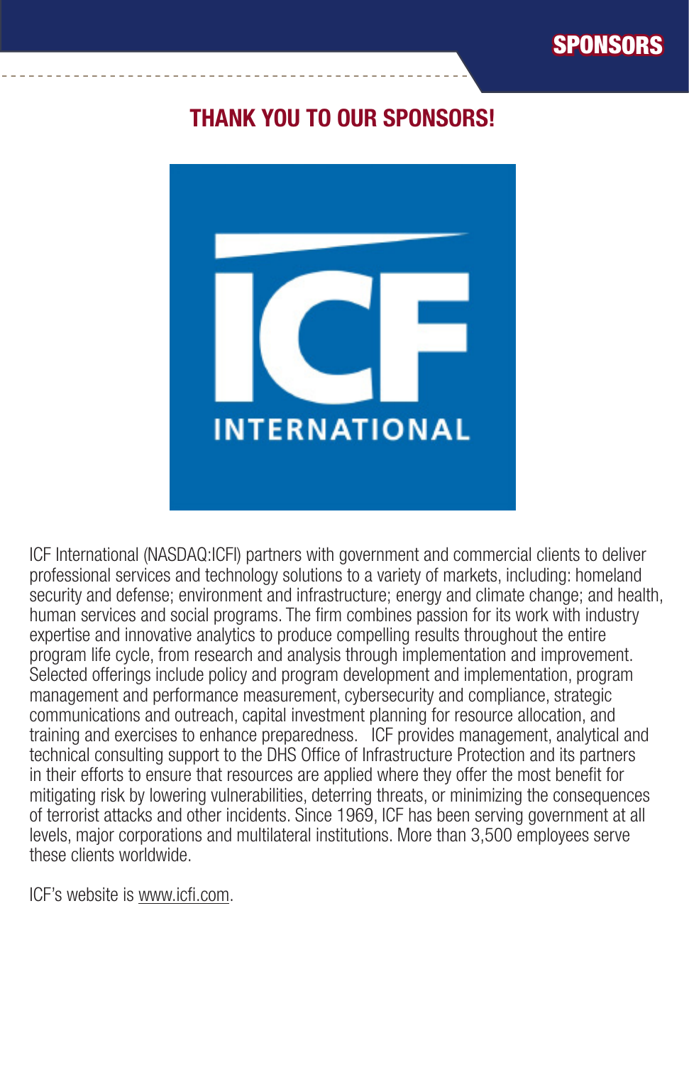# THANK YOU TO OUR SPONSORS!

ICF International (NASDAQ:ICFI) partners with government and commercial clients to deliver professional services and technology solutions to a variety of markets, including: homeland security and defense; environment and infrastructure; energy and climate change; and health, human services and social programs. The firm combines passion for its work with industry expertise and innovative analytics to produce compelling results throughout the entire program life cycle, from research and analysis through implementation and improvement. Selected offerings include policy and program development and implementation, program management and performance measurement, cybersecurity and compliance, strategic communications and outreach, capital investment planning for resource allocation, and training and exercises to enhance preparedness. ICF provides management, analytical and technical consulting support to the DHS Office of Infrastructure Protection and its partners in their efforts to ensure that resources are applied where they offer the most benefit for mitigating risk by lowering vulnerabilities, deterring threats, or minimizing the consequences of terrorist attacks and other incidents. Since 1969, ICF has been serving government at all levels, major corporations and multilateral institutions. More than 3,500 employees serve these clients worldwide.

ICF's website is www.icfi.com.